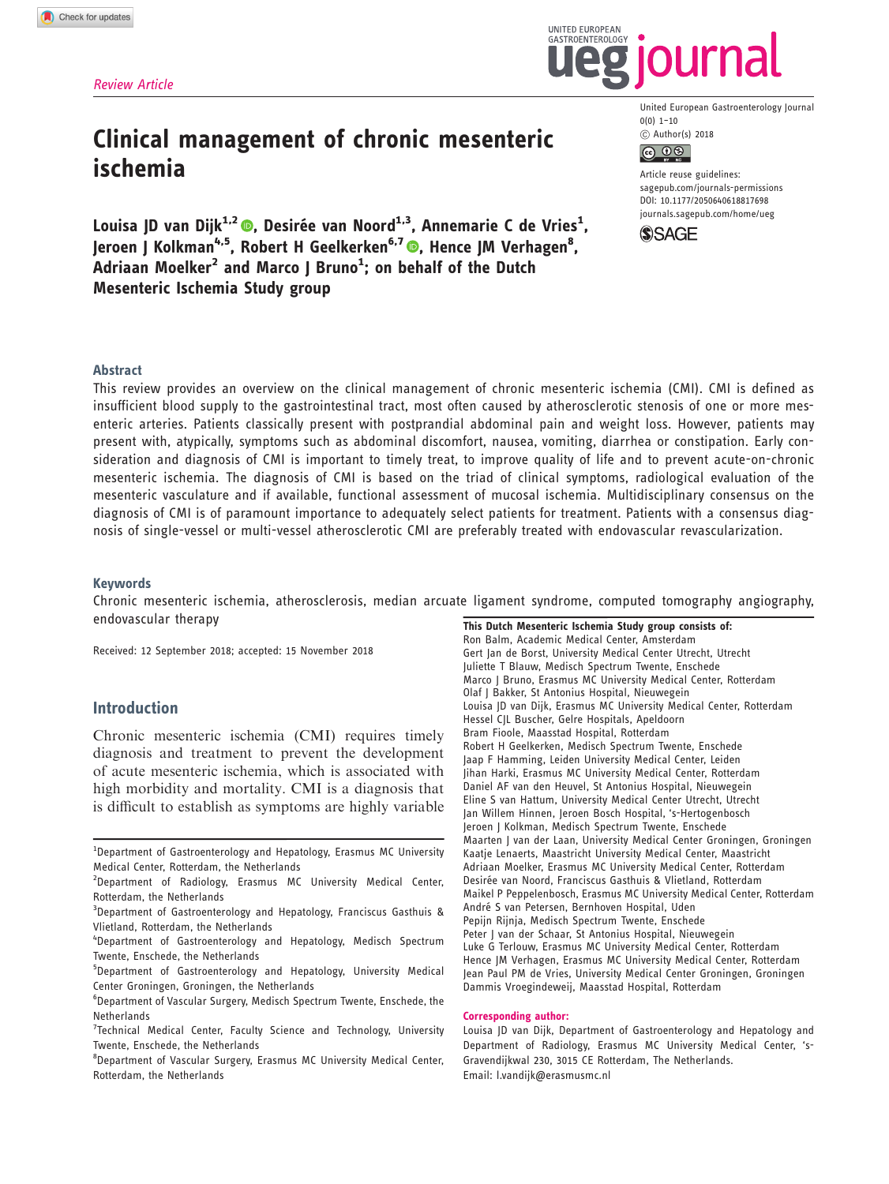*Review Article*

# Clinical management of chronic mesenteric ischemia

**Louisa JD van Dijk[1,2], Desirée van Noord[1,3], Annemarie C de Vries[1], Jeroen J Kolkman[4,5], Robert H Geelkerken[6,7], Hence JM Verhagen[8], Adriaan Moelker[2] and Marco J Bruno[1]; on behalf of the Dutch Mesenteric Ischemia Study group**

United European Gastroenterology Journal
0(0) 1–10
© Author(s) 2018
Article reuse guidelines:
sagepub.com/journals-permissions
DOI: 10.1177/2050640618817698
journals.sagepub.com/home/ueg

## Abstract

This review provides an overview on the clinical management of chronic mesenteric ischemia (CMI). CMI is defined as insufficient blood supply to the gastrointestinal tract, most often caused by atherosclerotic stenosis of one or more mesenteric arteries. Patients classically present with postprandial abdominal pain and weight loss. However, patients may present with, atypically, symptoms such as abdominal discomfort, nausea, vomiting, diarrhea or constipation. Early consideration and diagnosis of CMI is important to timely treat, to improve quality of life and to prevent acute-on-chronic mesenteric ischemia. The diagnosis of CMI is based on the triad of clinical symptoms, radiological evaluation of the mesenteric vasculature and if available, functional assessment of mucosal ischemia. Multidisciplinary consensus on the diagnosis of CMI is of paramount importance to adequately select patients for treatment. Patients with a consensus diagnosis of single-vessel or multi-vessel atherosclerotic CMI are preferably treated with endovascular revascularization.

## Keywords

Chronic mesenteric ischemia, atherosclerosis, median arcuate ligament syndrome, computed tomography angiography, endovascular therapy

Received: 12 September 2018; accepted: 15 November 2018

## Introduction

Chronic mesenteric ischemia (CMI) requires timely diagnosis and treatment to prevent the development of acute mesenteric ischemia, which is associated with high morbidity and mortality. CMI is a diagnosis that is difficult to establish as symptoms are highly variable

[1]Department of Gastroenterology and Hepatology, Erasmus MC University Medical Center, Rotterdam, the Netherlands
[2]Department of Radiology, Erasmus MC University Medical Center, Rotterdam, the Netherlands
[3]Department of Gastroenterology and Hepatology, Franciscus Gasthuis & Vlietland, Rotterdam, the Netherlands
[4]Department of Gastroenterology and Hepatology, Medisch Spectrum Twente, Enschede, the Netherlands
[5]Department of Gastroenterology and Hepatology, University Medical Center Groningen, Groningen, the Netherlands
[6]Department of Vascular Surgery, Medisch Spectrum Twente, Enschede, the Netherlands
[7]Technical Medical Center, Faculty Science and Technology, University Twente, Enschede, the Netherlands
[8]Department of Vascular Surgery, Erasmus MC University Medical Center, Rotterdam, the Netherlands

**This Dutch Mesenteric Ischemia Study group consists of:**
Ron Balm, Academic Medical Center, Amsterdam
Gert Jan de Borst, University Medical Center Utrecht, Utrecht
Juliette T Blauw, Medisch Spectrum Twente, Enschede
Marco J Bruno, Erasmus MC University Medical Center, Rotterdam
Olaf J Bakker, St Antonius Hospital, Nieuwegein
Louisa JD van Dijk, Erasmus MC University Medical Center, Rotterdam
Hessel CJL Buscher, Gelre Hospitals, Apeldoorn
Bram Fioole, Maasstad Hospital, Rotterdam
Robert H Geelkerken, Medisch Spectrum Twente, Enschede
Jaap F Hamming, Leiden University Medical Center, Leiden
Jihan Harki, Erasmus MC University Medical Center, Rotterdam
Daniel AF van den Heuvel, St Antonius Hospital, Nieuwegein
Eline S van Hattum, University Medical Center Utrecht, Utrecht
Jan Willem Hinnen, Jeroen Bosch Hospital, 's-Hertogenbosch
Jeroen J Kolkman, Medisch Spectrum Twente, Enschede
Maarten J van der Laan, University Medical Center Groningen, Groningen
Kaatje Lenaerts, Maastricht University Medical Center, Maastricht
Adriaan Moelker, Erasmus MC University Medical Center, Rotterdam
Desirée van Noord, Franciscus Gasthuis & Vlietland, Rotterdam
Maikel P Peppelenbosch, Erasmus MC University Medical Center, Rotterdam
André S van Petersen, Bernhoven Hospital, Uden
Pepijn Rijnja, Medisch Spectrum Twente, Enschede
Peter J van der Schaar, St Antonius Hospital, Nieuwegein
Luke G Terlouw, Erasmus MC University Medical Center, Rotterdam
Hence JM Verhagen, Erasmus MC University Medical Center, Rotterdam
Jean Paul PM de Vries, University Medical Center Groningen, Groningen
Dammis Vroegindeweij, Maasstad Hospital, Rotterdam

**Corresponding author:**
Louisa JD van Dijk, Department of Gastroenterology and Hepatology and Department of Radiology, Erasmus MC University Medical Center, 's-Gravendijkwal 230, 3015 CE Rotterdam, The Netherlands.
Email: l.vandijk@erasmusmc.nl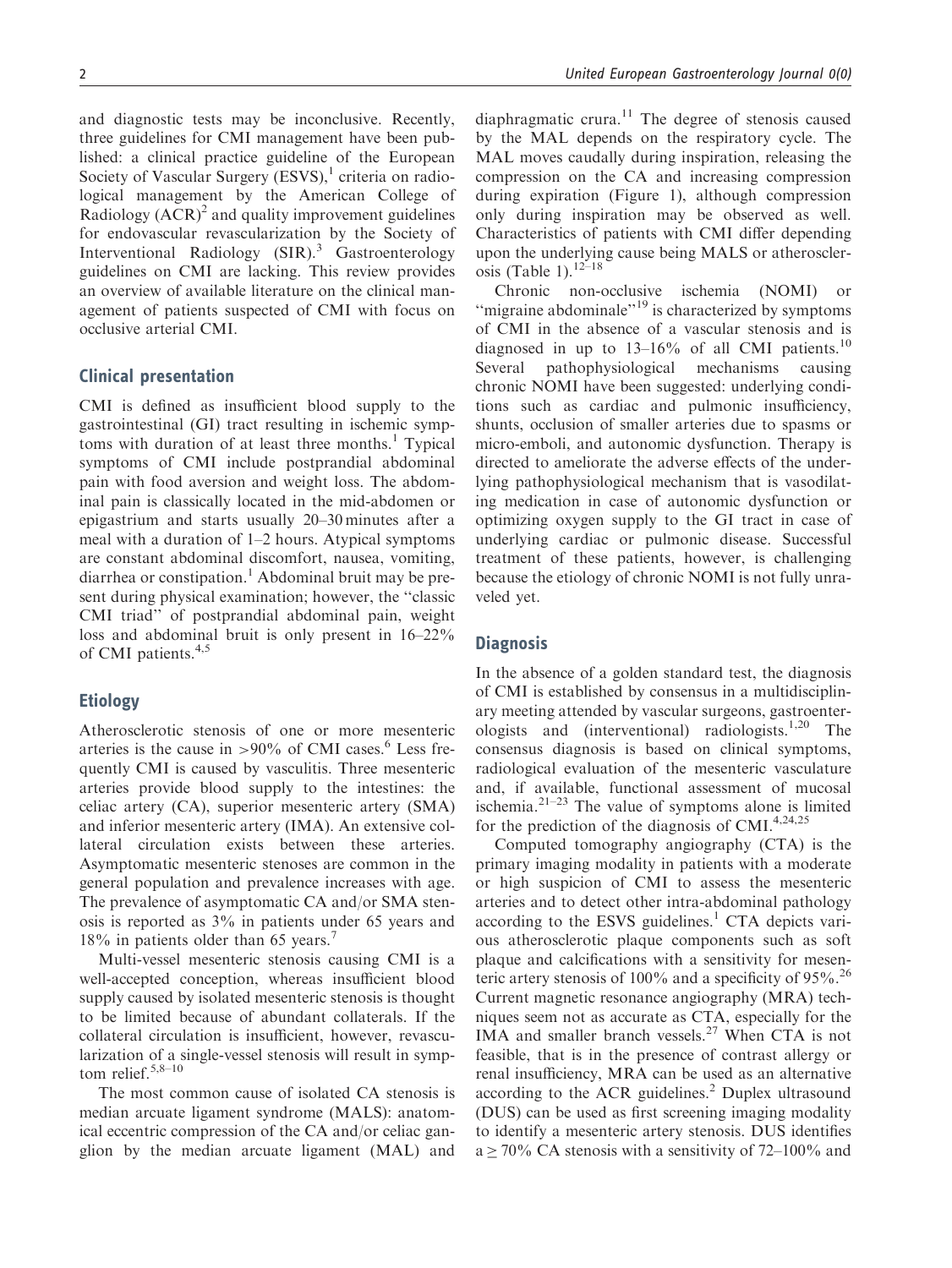and diagnostic tests may be inconclusive. Recently, three guidelines for CMI management have been published: a clinical practice guideline of the European Society of Vascular Surgery (ESVS),[1] criteria on radiological management by the American College of Radiology (ACR)[2] and quality improvement guidelines for endovascular revascularization by the Society of Interventional Radiology (SIR).[3] Gastroenterology guidelines on CMI are lacking. This review provides an overview of available literature on the clinical management of patients suspected of CMI with focus on occlusive arterial CMI.

## Clinical presentation

CMI is defined as insufficient blood supply to the gastrointestinal (GI) tract resulting in ischemic symptoms with duration of at least three months.[1] Typical symptoms of CMI include postprandial abdominal pain with food aversion and weight loss. The abdominal pain is classically located in the mid-abdomen or epigastrium and starts usually 20–30 minutes after a meal with a duration of 1–2 hours. Atypical symptoms are constant abdominal discomfort, nausea, vomiting, diarrhea or constipation.[1] Abdominal bruit may be present during physical examination; however, the ''classic CMI triad'' of postprandial abdominal pain, weight loss and abdominal bruit is only present in 16–22% of CMI patients.[4,5]

## Etiology

Atherosclerotic stenosis of one or more mesenteric arteries is the cause in >90% of CMI cases.[6] Less frequently CMI is caused by vasculitis. Three mesenteric arteries provide blood supply to the intestines: the celiac artery (CA), superior mesenteric artery (SMA) and inferior mesenteric artery (IMA). An extensive collateral circulation exists between these arteries. Asymptomatic mesenteric stenoses are common in the general population and prevalence increases with age. The prevalence of asymptomatic CA and/or SMA stenosis is reported as 3% in patients under 65 years and 18% in patients older than 65 years.[7]

Multi-vessel mesenteric stenosis causing CMI is a well-accepted conception, whereas insufficient blood supply caused by isolated mesenteric stenosis is thought to be limited because of abundant collaterals. If the collateral circulation is insufficient, however, revascularization of a single-vessel stenosis will result in symptom relief.[5,8–10]

The most common cause of isolated CA stenosis is median arcuate ligament syndrome (MALS): anatomical eccentric compression of the CA and/or celiac ganglion by the median arcuate ligament (MAL) and diaphragmatic crura.[11] The degree of stenosis caused by the MAL depends on the respiratory cycle. The MAL moves caudally during inspiration, releasing the compression on the CA and increasing compression during expiration (Figure 1), although compression only during inspiration may be observed as well. Characteristics of patients with CMI differ depending upon the underlying cause being MALS or atherosclerosis (Table 1).[12–18]

Chronic non-occlusive ischemia (NOMI) or ''migraine abdominale''[19] is characterized by symptoms of CMI in the absence of a vascular stenosis and is diagnosed in up to 13–16% of all CMI patients.[10] Several pathophysiological mechanisms causing chronic NOMI have been suggested: underlying conditions such as cardiac and pulmonic insufficiency, shunts, occlusion of smaller arteries due to spasms or micro-emboli, and autonomic dysfunction. Therapy is directed to ameliorate the adverse effects of the underlying pathophysiological mechanism that is vasodilating medication in case of autonomic dysfunction or optimizing oxygen supply to the GI tract in case of underlying cardiac or pulmonic disease. Successful treatment of these patients, however, is challenging because the etiology of chronic NOMI is not fully unraveled yet.

## Diagnosis

In the absence of a golden standard test, the diagnosis of CMI is established by consensus in a multidisciplinary meeting attended by vascular surgeons, gastroenterologists and (interventional) radiologists.[1,20] The consensus diagnosis is based on clinical symptoms, radiological evaluation of the mesenteric vasculature and, if available, functional assessment of mucosal ischemia.[21–23] The value of symptoms alone is limited for the prediction of the diagnosis of CMI.[4,24,25]

Computed tomography angiography (CTA) is the primary imaging modality in patients with a moderate or high suspicion of CMI to assess the mesenteric arteries and to detect other intra-abdominal pathology according to the ESVS guidelines.[1] CTA depicts various atherosclerotic plaque components such as soft plaque and calcifications with a sensitivity for mesenteric artery stenosis of 100% and a specificity of 95%.[26] Current magnetic resonance angiography (MRA) techniques seem not as accurate as CTA, especially for the IMA and smaller branch vessels.[27] When CTA is not feasible, that is in the presence of contrast allergy or renal insufficiency, MRA can be used as an alternative according to the ACR guidelines.[2] Duplex ultrasound (DUS) can be used as first screening imaging modality to identify a mesenteric artery stenosis. DUS identifies a ≥ 70% CA stenosis with a sensitivity of 72–100% and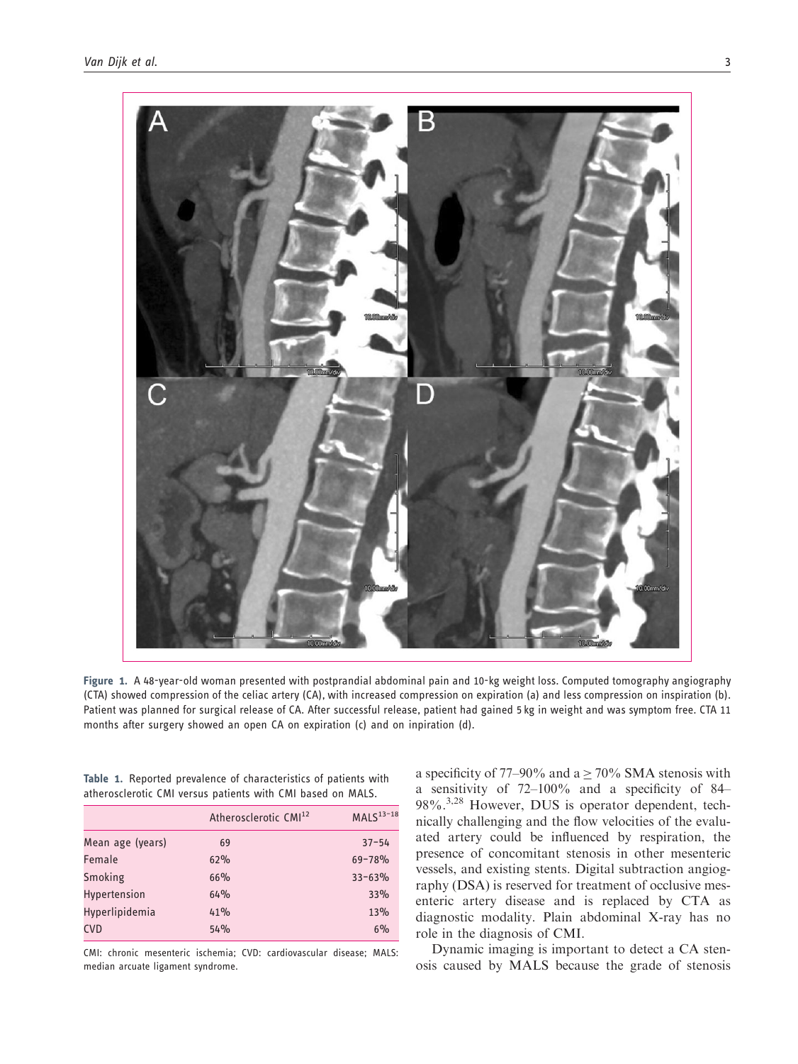**Figure 1.** A 48-year-old woman presented with postprandial abdominal pain and 10-kg weight loss. Computed tomography angiography (CTA) showed compression of the celiac artery (CA), with increased compression on expiration (a) and less compression on inspiration (b). Patient was planned for surgical release of CA. After successful release, patient had gained 5 kg in weight and was symptom free. CTA 11 months after surgery showed an open CA on expiration (c) and on inpiration (d).

**Table 1.** Reported prevalence of characteristics of patients with atherosclerotic CMI versus patients with CMI based on MALS.

| | Atherosclerotic CMI[12] | MALS[13–18] |
|---|---|---|
| Mean age (years) | 69 | 37–54 |
| Female | 62% | 69–78% |
| Smoking | 66% | 33–63% |
| Hypertension | 64% | 33% |
| Hyperlipidemia | 41% | 13% |
| CVD | 54% | 6% |

CMI: chronic mesenteric ischemia; CVD: cardiovascular disease; MALS: median arcuate ligament syndrome.

a specificity of 77–90% and a $\geq$ 70% SMA stenosis with a sensitivity of 72–100% and a specificity of 84–98%.[3,28] However, DUS is operator dependent, technically challenging and the flow velocities of the evaluated artery could be influenced by respiration, the presence of concomitant stenosis in other mesenteric vessels, and existing stents. Digital subtraction angiography (DSA) is reserved for treatment of occlusive mesenteric artery disease and is replaced by CTA as diagnostic modality. Plain abdominal X-ray has no role in the diagnosis of CMI.

Dynamic imaging is important to detect a CA stenosis caused by MALS because the grade of stenosis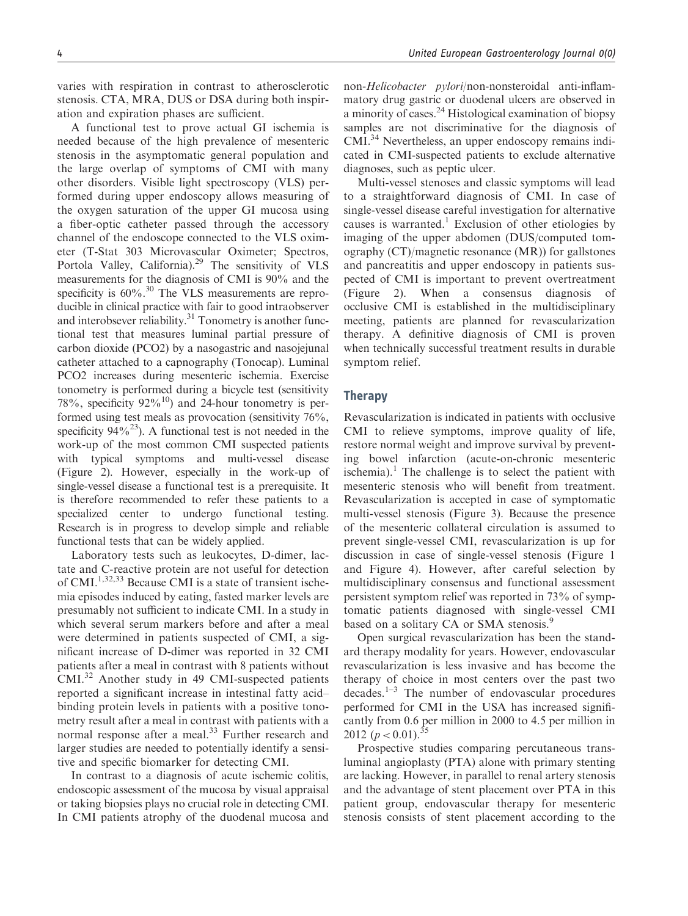varies with respiration in contrast to atherosclerotic stenosis. CTA, MRA, DUS or DSA during both inspiration and expiration phases are sufficient.

A functional test to prove actual GI ischemia is needed because of the high prevalence of mesenteric stenosis in the asymptomatic general population and the large overlap of symptoms of CMI with many other disorders. Visible light spectroscopy (VLS) performed during upper endoscopy allows measuring of the oxygen saturation of the upper GI mucosa using a fiber-optic catheter passed through the accessory channel of the endoscope connected to the VLS oximeter (T-Stat 303 Microvascular Oximeter; Spectros, Portola Valley, California).[29] The sensitivity of VLS measurements for the diagnosis of CMI is 90% and the specificity is 60%.[30] The VLS measurements are reproducible in clinical practice with fair to good intraobserver and interobsever reliability.[31] Tonometry is another functional test that measures luminal partial pressure of carbon dioxide (PCO2) by a nasogastric and nasojejunal catheter attached to a capnography (Tonocap). Luminal PCO2 increases during mesenteric ischemia. Exercise tonometry is performed during a bicycle test (sensitivity 78%, specificity 92%[10]) and 24-hour tonometry is performed using test meals as provocation (sensitivity 76%, specificity 94%[23]). A functional test is not needed in the work-up of the most common CMI suspected patients with typical symptoms and multi-vessel disease (Figure 2). However, especially in the work-up of single-vessel disease a functional test is a prerequisite. It is therefore recommended to refer these patients to a specialized center to undergo functional testing. Research is in progress to develop simple and reliable functional tests that can be widely applied.

Laboratory tests such as leukocytes, D-dimer, lactate and C-reactive protein are not useful for detection of CMI.[1,32,33] Because CMI is a state of transient ischemia episodes induced by eating, fasted marker levels are presumably not sufficient to indicate CMI. In a study in which several serum markers before and after a meal were determined in patients suspected of CMI, a significant increase of D-dimer was reported in 32 CMI patients after a meal in contrast with 8 patients without CMI.[32] Another study in 49 CMI-suspected patients reported a significant increase in intestinal fatty acid–binding protein levels in patients with a positive tonometry result after a meal in contrast with patients with a normal response after a meal.[33] Further research and larger studies are needed to potentially identify a sensitive and specific biomarker for detecting CMI.

In contrast to a diagnosis of acute ischemic colitis, endoscopic assessment of the mucosa by visual appraisal or taking biopsies plays no crucial role in detecting CMI. In CMI patients atrophy of the duodenal mucosa and non-*Helicobacter pylori*/non-nonsteroidal anti-inflammatory drug gastric or duodenal ulcers are observed in a minority of cases.[24] Histological examination of biopsy samples are not discriminative for the diagnosis of CMI.[34] Nevertheless, an upper endoscopy remains indicated in CMI-suspected patients to exclude alternative diagnoses, such as peptic ulcer.

Multi-vessel stenoses and classic symptoms will lead to a straightforward diagnosis of CMI. In case of single-vessel disease careful investigation for alternative causes is warranted.[1] Exclusion of other etiologies by imaging of the upper abdomen (DUS/computed tomography (CT)/magnetic resonance (MR)) for gallstones and pancreatitis and upper endoscopy in patients suspected of CMI is important to prevent overtreatment (Figure 2). When a consensus diagnosis of occlusive CMI is established in the multidisciplinary meeting, patients are planned for revascularization therapy. A definitive diagnosis of CMI is proven when technically successful treatment results in durable symptom relief.

## Therapy

Revascularization is indicated in patients with occlusive CMI to relieve symptoms, improve quality of life, restore normal weight and improve survival by preventing bowel infarction (acute-on-chronic mesenteric ischemia).[1] The challenge is to select the patient with mesenteric stenosis who will benefit from treatment. Revascularization is accepted in case of symptomatic multi-vessel stenosis (Figure 3). Because the presence of the mesenteric collateral circulation is assumed to prevent single-vessel CMI, revascularization is up for discussion in case of single-vessel stenosis (Figure 1 and Figure 4). However, after careful selection by multidisciplinary consensus and functional assessment persistent symptom relief was reported in 73% of symptomatic patients diagnosed with single-vessel CMI based on a solitary CA or SMA stenosis.[9]

Open surgical revascularization has been the standard therapy modality for years. However, endovascular revascularization is less invasive and has become the therapy of choice in most centers over the past two decades.[1–3] The number of endovascular procedures performed for CMI in the USA has increased significantly from 0.6 per million in 2000 to 4.5 per million in 2012 ($p < 0.01$).[35]

Prospective studies comparing percutaneous transluminal angioplasty (PTA) alone with primary stenting are lacking. However, in parallel to renal artery stenosis and the advantage of stent placement over PTA in this patient group, endovascular therapy for mesenteric stenosis consists of stent placement according to the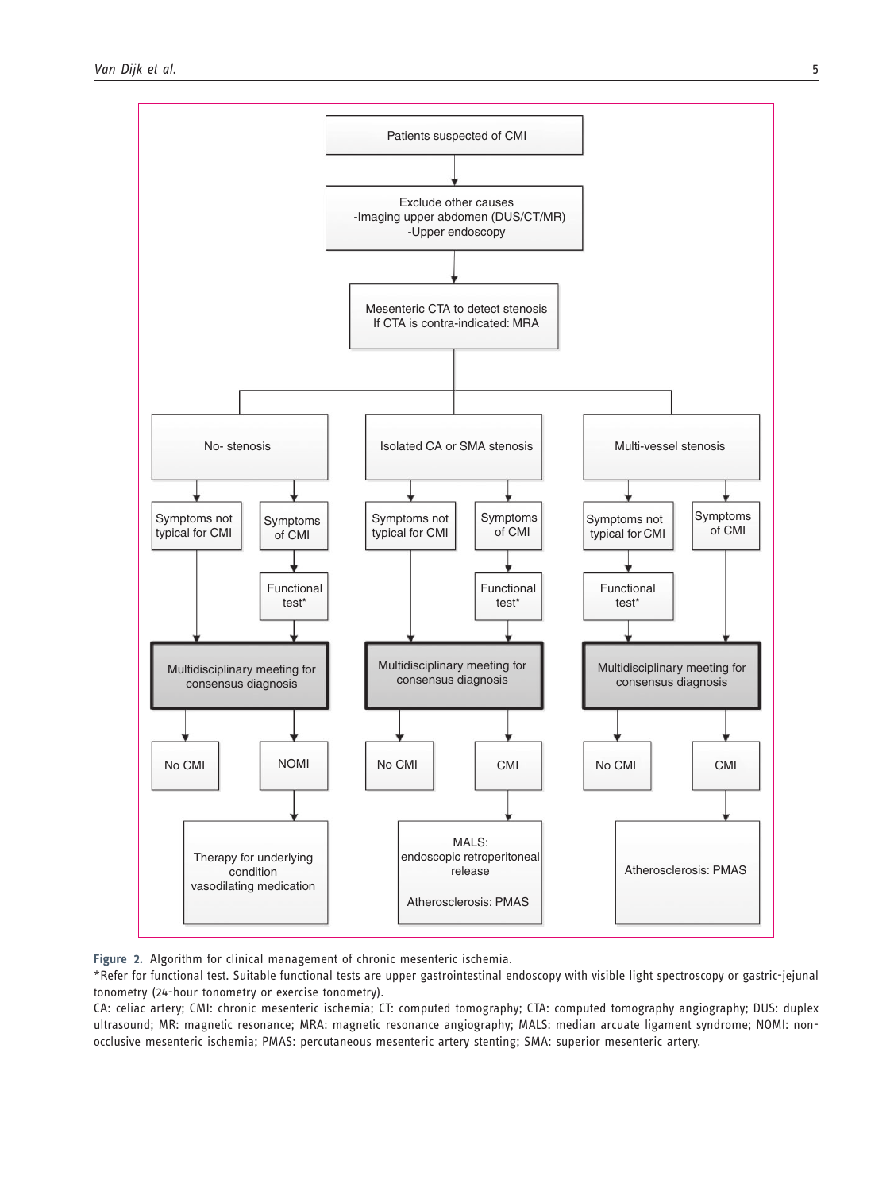Patients suspected of CMI

Exclude other causes
-Imaging upper abdomen (DUS/CT/MR)
-Upper endoscopy

Mesenteric CTA to detect stenosis
If CTA is contra-indicated: MRA

**No- stenosis**
- Symptoms not typical for CMI → Multidisciplinary meeting for consensus diagnosis
- Symptoms of CMI → Functional test* → Multidisciplinary meeting for consensus diagnosis
- Outcomes: No CMI; NOMI → Therapy for underlying condition vasodilating medication

**Isolated CA or SMA stenosis**
- Symptoms not typical for CMI → Multidisciplinary meeting for consensus diagnosis
- Symptoms of CMI → Functional test* → Multidisciplinary meeting for consensus diagnosis
- Outcomes: No CMI; CMI → MALS: endoscopic retroperitoneal release; Atherosclerosis: PMAS

**Multi-vessel stenosis**
- Symptoms not typical for CMI → Functional test* → Multidisciplinary meeting for consensus diagnosis
- Symptoms of CMI → Multidisciplinary meeting for consensus diagnosis
- Outcomes: No CMI; CMI → Atherosclerosis: PMAS

**Figure 2.** Algorithm for clinical management of chronic mesenteric ischemia.
*Refer for functional test. Suitable functional tests are upper gastrointestinal endoscopy with visible light spectroscopy or gastric-jejunal tonometry (24-hour tonometry or exercise tonometry).
CA: celiac artery; CMI: chronic mesenteric ischemia; CT: computed tomography; CTA: computed tomography angiography; DUS: duplex ultrasound; MR: magnetic resonance; MRA: magnetic resonance angiography; MALS: median arcuate ligament syndrome; NOMI: non-occlusive mesenteric ischemia; PMAS: percutaneous mesenteric artery stenting; SMA: superior mesenteric artery.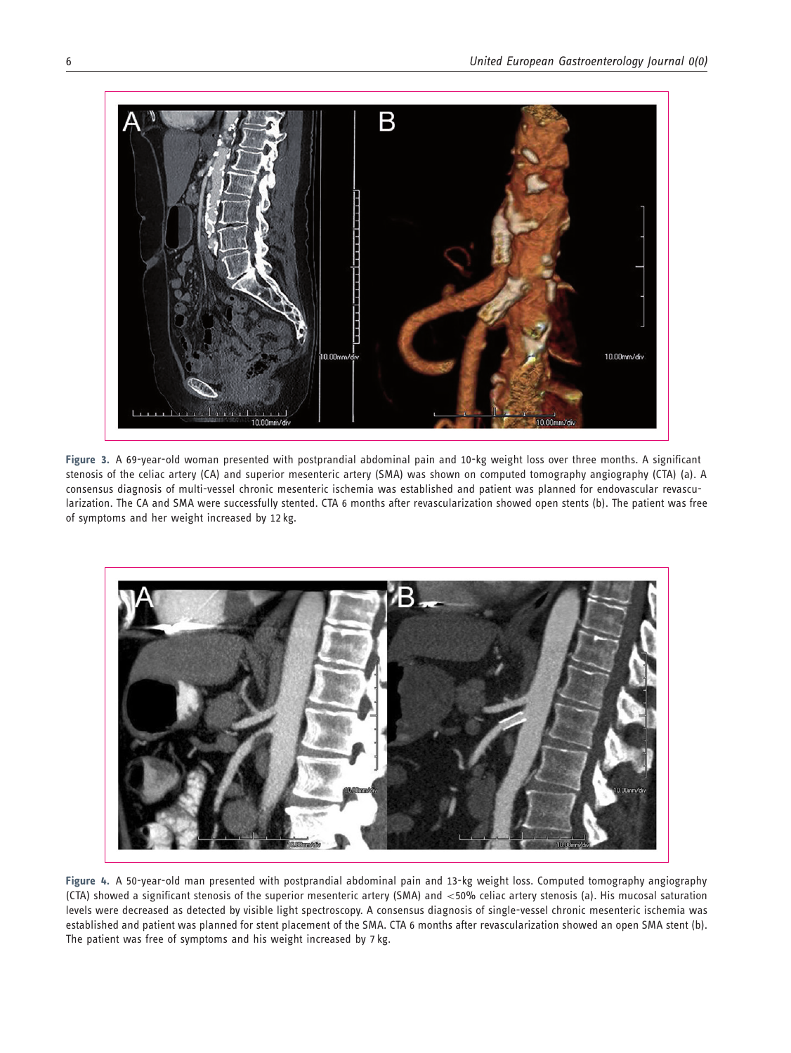**Figure 3.** A 69-year-old woman presented with postprandial abdominal pain and 10-kg weight loss over three months. A significant stenosis of the celiac artery (CA) and superior mesenteric artery (SMA) was shown on computed tomography angiography (CTA) (a). A consensus diagnosis of multi-vessel chronic mesenteric ischemia was established and patient was planned for endovascular revascularization. The CA and SMA were successfully stented. CTA 6 months after revascularization showed open stents (b). The patient was free of symptoms and her weight increased by 12 kg.

**Figure 4.** A 50-year-old man presented with postprandial abdominal pain and 13-kg weight loss. Computed tomography angiography (CTA) showed a significant stenosis of the superior mesenteric artery (SMA) and <50% celiac artery stenosis (a). His mucosal saturation levels were decreased as detected by visible light spectroscopy. A consensus diagnosis of single-vessel chronic mesenteric ischemia was established and patient was planned for stent placement of the SMA. CTA 6 months after revascularization showed an open SMA stent (b). The patient was free of symptoms and his weight increased by 7 kg.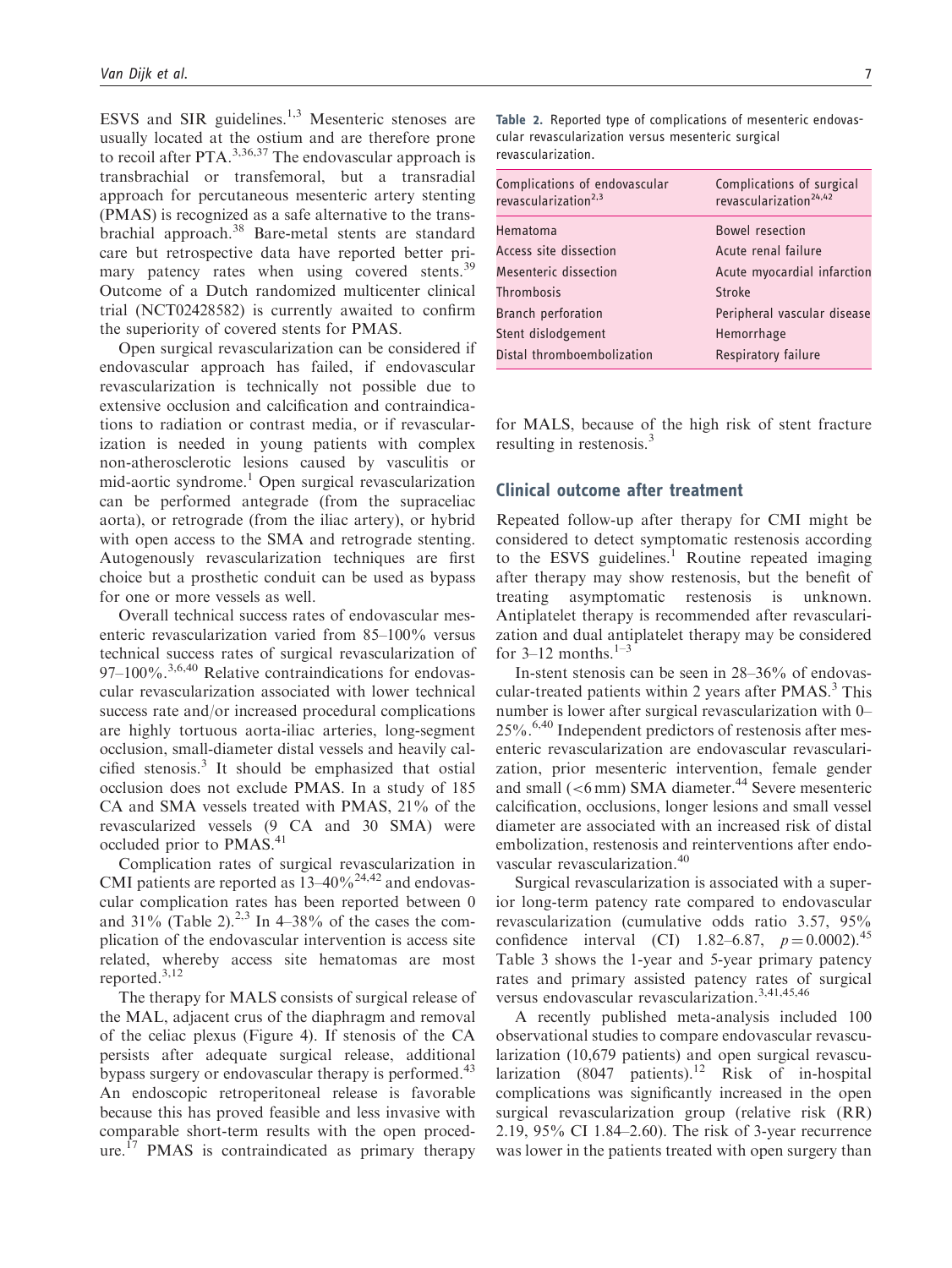ESVS and SIR guidelines.[1,3] Mesenteric stenoses are usually located at the ostium and are therefore prone to recoil after PTA.[3,36,37] The endovascular approach is transbrachial or transfemoral, but a transradial approach for percutaneous mesenteric artery stenting (PMAS) is recognized as a safe alternative to the transbrachial approach.[38] Bare-metal stents are standard care but retrospective data have reported better primary patency rates when using covered stents.[39] Outcome of a Dutch randomized multicenter clinical trial (NCT02428582) is currently awaited to confirm the superiority of covered stents for PMAS.

Open surgical revascularization can be considered if endovascular approach has failed, if endovascular revascularization is technically not possible due to extensive occlusion and calcification and contraindications to radiation or contrast media, or if revascularization is needed in young patients with complex non-atherosclerotic lesions caused by vasculitis or mid-aortic syndrome.[1] Open surgical revascularization can be performed antegrade (from the supraceliac aorta), or retrograde (from the iliac artery), or hybrid with open access to the SMA and retrograde stenting. Autogenously revascularization techniques are first choice but a prosthetic conduit can be used as bypass for one or more vessels as well.

Overall technical success rates of endovascular mesenteric revascularization varied from 85–100% versus technical success rates of surgical revascularization of 97–100%.[3,6,40] Relative contraindications for endovascular revascularization associated with lower technical success rate and/or increased procedural complications are highly tortuous aorta-iliac arteries, long-segment occlusion, small-diameter distal vessels and heavily calcified stenosis.[3] It should be emphasized that ostial occlusion does not exclude PMAS. In a study of 185 CA and SMA vessels treated with PMAS, 21% of the revascularized vessels (9 CA and 30 SMA) were occluded prior to PMAS.[41]

Complication rates of surgical revascularization in CMI patients are reported as 13–40%[24,42] and endovascular complication rates has been reported between 0 and 31% (Table 2).[2,3] In 4–38% of the cases the complication of the endovascular intervention is access site related, whereby access site hematomas are most reported.[3,12]

The therapy for MALS consists of surgical release of the MAL, adjacent crus of the diaphragm and removal of the celiac plexus (Figure 4). If stenosis of the CA persists after adequate surgical release, additional bypass surgery or endovascular therapy is performed.[43] An endoscopic retroperitoneal release is favorable because this has proved feasible and less invasive with comparable short-term results with the open procedure.[17] PMAS is contraindicated as primary therapy for MALS, because of the high risk of stent fracture resulting in restenosis.[3]

**Table 2.** Reported type of complications of mesenteric endovascular revascularization versus mesenteric surgical revascularization.

| Complications of endovascular revascularization[2,3] | Complications of surgical revascularization[24,42] |
|---|---|
| Hematoma | Bowel resection |
| Access site dissection | Acute renal failure |
| Mesenteric dissection | Acute myocardial infarction |
| Thrombosis | Stroke |
| Branch perforation | Peripheral vascular disease |
| Stent dislodgement | Hemorrhage |
| Distal thromboembolization | Respiratory failure |

## Clinical outcome after treatment

Repeated follow-up after therapy for CMI might be considered to detect symptomatic restenosis according to the ESVS guidelines.[1] Routine repeated imaging after therapy may show restenosis, but the benefit of treating asymptomatic restenosis is unknown. Antiplatelet therapy is recommended after revascularization and dual antiplatelet therapy may be considered for 3–12 months.[1–3]

In-stent stenosis can be seen in 28–36% of endovascular-treated patients within 2 years after PMAS.[3] This number is lower after surgical revascularization with 0–25%.[6,40] Independent predictors of restenosis after mesenteric revascularization are endovascular revascularization, prior mesenteric intervention, female gender and small (<6 mm) SMA diameter.[44] Severe mesenteric calcification, occlusions, longer lesions and small vessel diameter are associated with an increased risk of distal embolization, restenosis and reinterventions after endovascular revascularization.[40]

Surgical revascularization is associated with a superior long-term patency rate compared to endovascular revascularization (cumulative odds ratio 3.57, 95% confidence interval (CI) 1.82–6.87, $p = 0.0002$).[45] Table 3 shows the 1-year and 5-year primary patency rates and primary assisted patency rates of surgical versus endovascular revascularization.[3,41,45,46]

A recently published meta-analysis included 100 observational studies to compare endovascular revascularization (10,679 patients) and open surgical revascularization (8047 patients).[12] Risk of in-hospital complications was significantly increased in the open surgical revascularization group (relative risk (RR) 2.19, 95% CI 1.84–2.60). The risk of 3-year recurrence was lower in the patients treated with open surgery than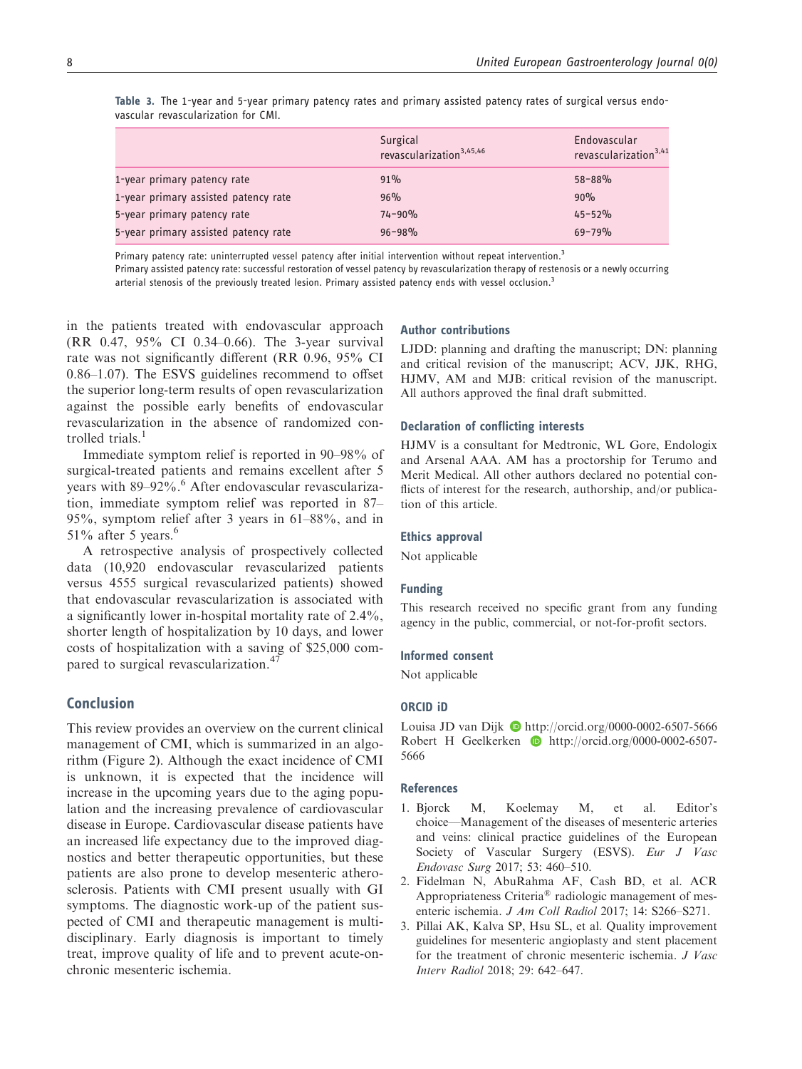**Table 3.** The 1-year and 5-year primary patency rates and primary assisted patency rates of surgical versus endovascular revascularization for CMI.

| | Surgical revascularization[3,45,46] | Endovascular revascularization[3,41] |
|---|---|---|
| 1-year primary patency rate | 91% | 58–88% |
| 1-year primary assisted patency rate | 96% | 90% |
| 5-year primary patency rate | 74–90% | 45–52% |
| 5-year primary assisted patency rate | 96–98% | 69–79% |

Primary patency rate: uninterrupted vessel patency after initial intervention without repeat intervention.[3]
Primary assisted patency rate: successful restoration of vessel patency by revascularization therapy of restenosis or a newly occurring arterial stenosis of the previously treated lesion. Primary assisted patency ends with vessel occlusion.[3]

in the patients treated with endovascular approach (RR 0.47, 95% CI 0.34–0.66). The 3-year survival rate was not significantly different (RR 0.96, 95% CI 0.86–1.07). The ESVS guidelines recommend to offset the superior long-term results of open revascularization against the possible early benefits of endovascular revascularization in the absence of randomized controlled trials.[1]

Immediate symptom relief is reported in 90–98% of surgical-treated patients and remains excellent after 5 years with 89–92%.[6] After endovascular revascularization, immediate symptom relief was reported in 87–95%, symptom relief after 3 years in 61–88%, and in 51% after 5 years.[6]

A retrospective analysis of prospectively collected data (10,920 endovascular revascularized patients versus 4555 surgical revascularized patients) showed that endovascular revascularization is associated with a significantly lower in-hospital mortality rate of 2.4%, shorter length of hospitalization by 10 days, and lower costs of hospitalization with a saving of $25,000 compared to surgical revascularization.[47]

## Conclusion

This review provides an overview on the current clinical management of CMI, which is summarized in an algorithm (Figure 2). Although the exact incidence of CMI is unknown, it is expected that the incidence will increase in the upcoming years due to the aging population and the increasing prevalence of cardiovascular disease in Europe. Cardiovascular disease patients have an increased life expectancy due to the improved diagnostics and better therapeutic opportunities, but these patients are also prone to develop mesenteric atherosclerosis. Patients with CMI present usually with GI symptoms. The diagnostic work-up of the patient suspected of CMI and therapeutic management is multidisciplinary. Early diagnosis is important to timely treat, improve quality of life and to prevent acute-on-chronic mesenteric ischemia.

### Author contributions

LJDD: planning and drafting the manuscript; DN: planning and critical revision of the manuscript; ACV, JJK, RHG, HJMV, AM and MJB: critical revision of the manuscript. All authors approved the final draft submitted.

### Declaration of conflicting interests

HJMV is a consultant for Medtronic, WL Gore, Endologix and Arsenal AAA. AM has a proctorship for Terumo and Merit Medical. All other authors declared no potential conflicts of interest for the research, authorship, and/or publication of this article.

### Ethics approval

Not applicable

### Funding

This research received no specific grant from any funding agency in the public, commercial, or not-for-profit sectors.

### Informed consent

Not applicable

### ORCID iD

Louisa JD van Dijk http://orcid.org/0000-0002-6507-5666
Robert H Geelkerken http://orcid.org/0000-0002-6507-5666

### References

1. Bjorck M, Koelemay M, et al. Editor's choice—Management of the diseases of mesenteric arteries and veins: clinical practice guidelines of the European Society of Vascular Surgery (ESVS). *Eur J Vasc Endovasc Surg* 2017; 53: 460–510.
2. Fidelman N, AbuRahma AF, Cash BD, et al. ACR Appropriateness Criteria® radiologic management of mesenteric ischemia. *J Am Coll Radiol* 2017; 14: S266–S271.
3. Pillai AK, Kalva SP, Hsu SL, et al. Quality improvement guidelines for mesenteric angioplasty and stent placement for the treatment of chronic mesenteric ischemia. *J Vasc Interv Radiol* 2018; 29: 642–647.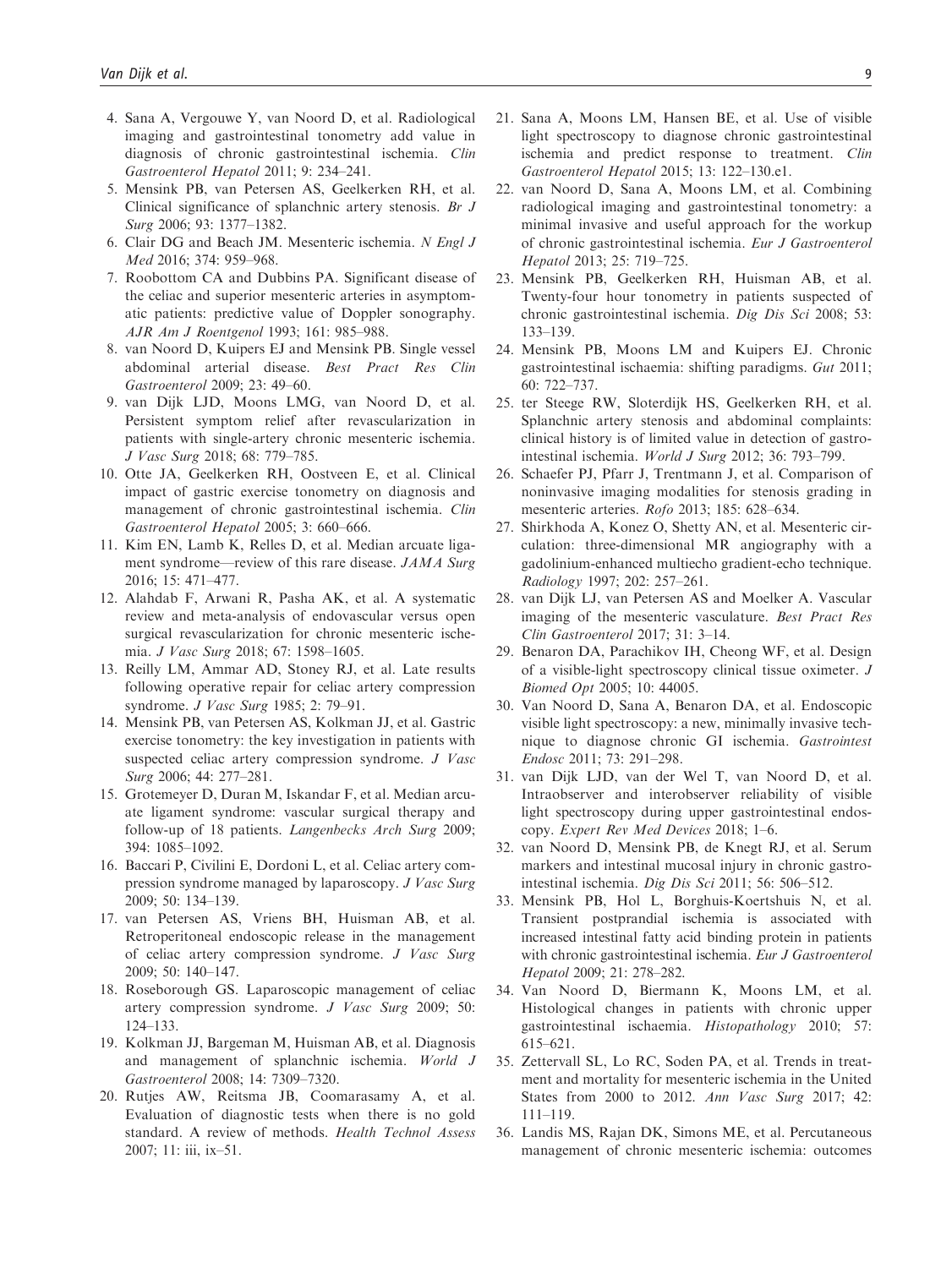4. Sana A, Vergouwe Y, van Noord D, et al. Radiological imaging and gastrointestinal tonometry add value in diagnosis of chronic gastrointestinal ischemia. *Clin Gastroenterol Hepatol* 2011; 9: 234–241.
5. Mensink PB, van Petersen AS, Geelkerken RH, et al. Clinical significance of splanchnic artery stenosis. *Br J Surg* 2006; 93: 1377–1382.
6. Clair DG and Beach JM. Mesenteric ischemia. *N Engl J Med* 2016; 374: 959–968.
7. Roobottom CA and Dubbins PA. Significant disease of the celiac and superior mesenteric arteries in asymptomatic patients: predictive value of Doppler sonography. *AJR Am J Roentgenol* 1993; 161: 985–988.
8. van Noord D, Kuipers EJ and Mensink PB. Single vessel abdominal arterial disease. *Best Pract Res Clin Gastroenterol* 2009; 23: 49–60.
9. van Dijk LJD, Moons LMG, van Noord D, et al. Persistent symptom relief after revascularization in patients with single-artery chronic mesenteric ischemia. *J Vasc Surg* 2018; 68: 779–785.
10. Otte JA, Geelkerken RH, Oostveen E, et al. Clinical impact of gastric exercise tonometry on diagnosis and management of chronic gastrointestinal ischemia. *Clin Gastroenterol Hepatol* 2005; 3: 660–666.
11. Kim EN, Lamb K, Relles D, et al. Median arcuate ligament syndrome—review of this rare disease. *JAMA Surg* 2016; 15: 471–477.
12. Alahdab F, Arwani R, Pasha AK, et al. A systematic review and meta-analysis of endovascular versus open surgical revascularization for chronic mesenteric ischemia. *J Vasc Surg* 2018; 67: 1598–1605.
13. Reilly LM, Ammar AD, Stoney RJ, et al. Late results following operative repair for celiac artery compression syndrome. *J Vasc Surg* 1985; 2: 79–91.
14. Mensink PB, van Petersen AS, Kolkman JJ, et al. Gastric exercise tonometry: the key investigation in patients with suspected celiac artery compression syndrome. *J Vasc Surg* 2006; 44: 277–281.
15. Grotemeyer D, Duran M, Iskandar F, et al. Median arcuate ligament syndrome: vascular surgical therapy and follow-up of 18 patients. *Langenbecks Arch Surg* 2009; 394: 1085–1092.
16. Baccari P, Civilini E, Dordoni L, et al. Celiac artery compression syndrome managed by laparoscopy. *J Vasc Surg* 2009; 50: 134–139.
17. van Petersen AS, Vriens BH, Huisman AB, et al. Retroperitoneal endoscopic release in the management of celiac artery compression syndrome. *J Vasc Surg* 2009; 50: 140–147.
18. Roseborough GS. Laparoscopic management of celiac artery compression syndrome. *J Vasc Surg* 2009; 50: 124–133.
19. Kolkman JJ, Bargeman M, Huisman AB, et al. Diagnosis and management of splanchnic ischemia. *World J Gastroenterol* 2008; 14: 7309–7320.
20. Rutjes AW, Reitsma JB, Coomarasamy A, et al. Evaluation of diagnostic tests when there is no gold standard. A review of methods. *Health Technol Assess* 2007; 11: iii, ix–51.
21. Sana A, Moons LM, Hansen BE, et al. Use of visible light spectroscopy to diagnose chronic gastrointestinal ischemia and predict response to treatment. *Clin Gastroenterol Hepatol* 2015; 13: 122–130.e1.
22. van Noord D, Sana A, Moons LM, et al. Combining radiological imaging and gastrointestinal tonometry: a minimal invasive and useful approach for the workup of chronic gastrointestinal ischemia. *Eur J Gastroenterol Hepatol* 2013; 25: 719–725.
23. Mensink PB, Geelkerken RH, Huisman AB, et al. Twenty-four hour tonometry in patients suspected of chronic gastrointestinal ischemia. *Dig Dis Sci* 2008; 53: 133–139.
24. Mensink PB, Moons LM and Kuipers EJ. Chronic gastrointestinal ischaemia: shifting paradigms. *Gut* 2011; 60: 722–737.
25. ter Steege RW, Sloterdijk HS, Geelkerken RH, et al. Splanchnic artery stenosis and abdominal complaints: clinical history is of limited value in detection of gastrointestinal ischemia. *World J Surg* 2012; 36: 793–799.
26. Schaefer PJ, Pfarr J, Trentmann J, et al. Comparison of noninvasive imaging modalities for stenosis grading in mesenteric arteries. *Rofo* 2013; 185: 628–634.
27. Shirkhoda A, Konez O, Shetty AN, et al. Mesenteric circulation: three-dimensional MR angiography with a gadolinium-enhanced multiecho gradient-echo technique. *Radiology* 1997; 202: 257–261.
28. van Dijk LJ, van Petersen AS and Moelker A. Vascular imaging of the mesenteric vasculature. *Best Pract Res Clin Gastroenterol* 2017; 31: 3–14.
29. Benaron DA, Parachikov IH, Cheong WF, et al. Design of a visible-light spectroscopy clinical tissue oximeter. *J Biomed Opt* 2005; 10: 44005.
30. Van Noord D, Sana A, Benaron DA, et al. Endoscopic visible light spectroscopy: a new, minimally invasive technique to diagnose chronic GI ischemia. *Gastrointest Endosc* 2011; 73: 291–298.
31. van Dijk LJD, van der Wel T, van Noord D, et al. Intraobserver and interobserver reliability of visible light spectroscopy during upper gastrointestinal endoscopy. *Expert Rev Med Devices* 2018; 1–6.
32. van Noord D, Mensink PB, de Knegt RJ, et al. Serum markers and intestinal mucosal injury in chronic gastrointestinal ischemia. *Dig Dis Sci* 2011; 56: 506–512.
33. Mensink PB, Hol L, Borghuis-Koertshuis N, et al. Transient postprandial ischemia is associated with increased intestinal fatty acid binding protein in patients with chronic gastrointestinal ischemia. *Eur J Gastroenterol Hepatol* 2009; 21: 278–282.
34. Van Noord D, Biermann K, Moons LM, et al. Histological changes in patients with chronic upper gastrointestinal ischaemia. *Histopathology* 2010; 57: 615–621.
35. Zettervall SL, Lo RC, Soden PA, et al. Trends in treatment and mortality for mesenteric ischemia in the United States from 2000 to 2012. *Ann Vasc Surg* 2017; 42: 111–119.
36. Landis MS, Rajan DK, Simons ME, et al. Percutaneous management of chronic mesenteric ischemia: outcomes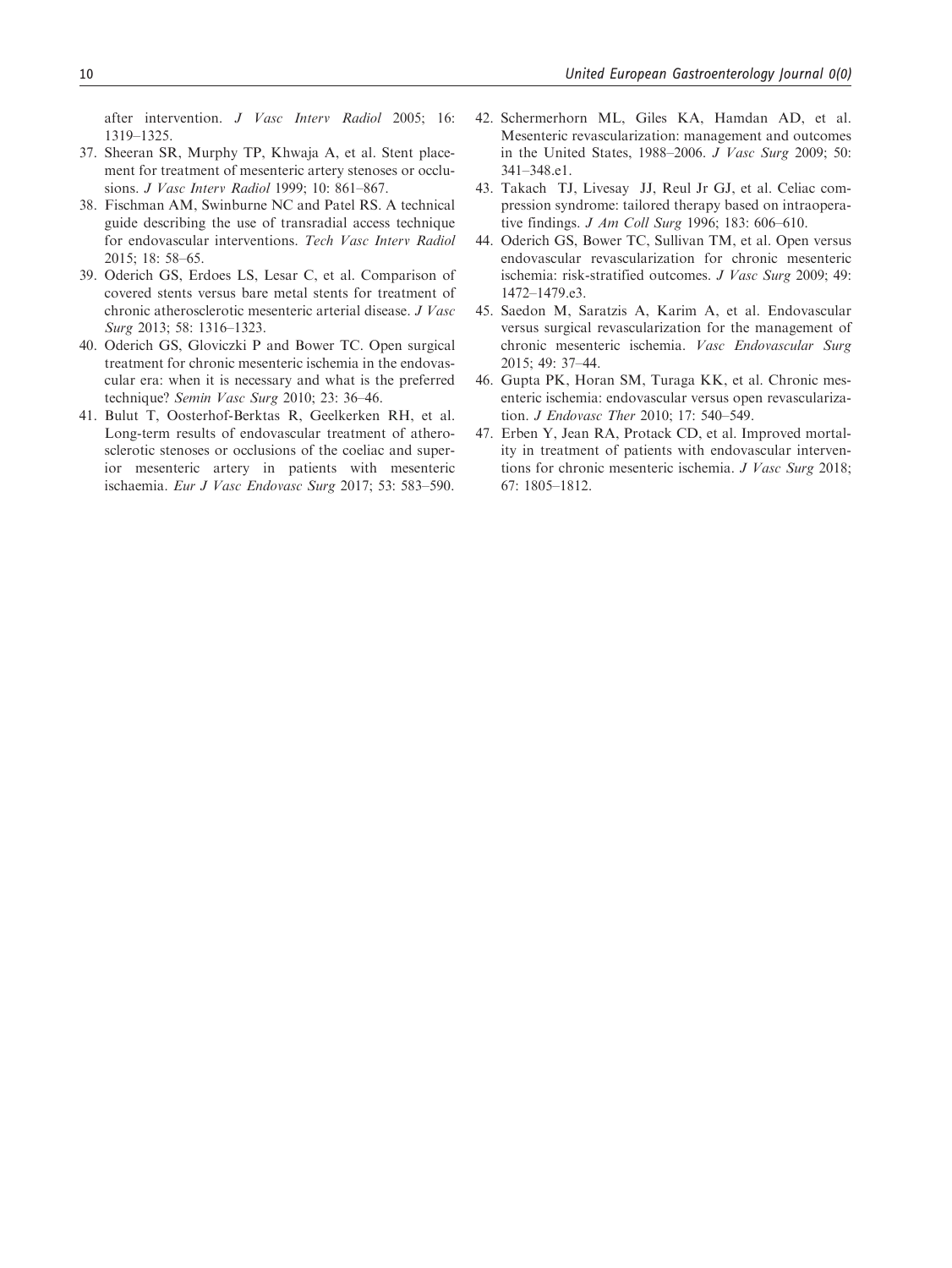after intervention. *J Vasc Interv Radiol* 2005; 16: 1319–1325.

37. Sheeran SR, Murphy TP, Khwaja A, et al. Stent placement for treatment of mesenteric artery stenoses or occlusions. *J Vasc Interv Radiol* 1999; 10: 861–867.
38. Fischman AM, Swinburne NC and Patel RS. A technical guide describing the use of transradial access technique for endovascular interventions. *Tech Vasc Interv Radiol* 2015; 18: 58–65.
39. Oderich GS, Erdoes LS, Lesar C, et al. Comparison of covered stents versus bare metal stents for treatment of chronic atherosclerotic mesenteric arterial disease. *J Vasc Surg* 2013; 58: 1316–1323.
40. Oderich GS, Gloviczki P and Bower TC. Open surgical treatment for chronic mesenteric ischemia in the endovascular era: when it is necessary and what is the preferred technique? *Semin Vasc Surg* 2010; 23: 36–46.
41. Bulut T, Oosterhof-Berktas R, Geelkerken RH, et al. Long-term results of endovascular treatment of atherosclerotic stenoses or occlusions of the coeliac and superior mesenteric artery in patients with mesenteric ischaemia. *Eur J Vasc Endovasc Surg* 2017; 53: 583–590.
42. Schermerhorn ML, Giles KA, Hamdan AD, et al. Mesenteric revascularization: management and outcomes in the United States, 1988–2006. *J Vasc Surg* 2009; 50: 341–348.e1.
43. Takach TJ, Livesay JJ, Reul Jr GJ, et al. Celiac compression syndrome: tailored therapy based on intraoperative findings. *J Am Coll Surg* 1996; 183: 606–610.
44. Oderich GS, Bower TC, Sullivan TM, et al. Open versus endovascular revascularization for chronic mesenteric ischemia: risk-stratified outcomes. *J Vasc Surg* 2009; 49: 1472–1479.e3.
45. Saedon M, Saratzis A, Karim A, et al. Endovascular versus surgical revascularization for the management of chronic mesenteric ischemia. *Vasc Endovascular Surg* 2015; 49: 37–44.
46. Gupta PK, Horan SM, Turaga KK, et al. Chronic mesenteric ischemia: endovascular versus open revascularization. *J Endovasc Ther* 2010; 17: 540–549.
47. Erben Y, Jean RA, Protack CD, et al. Improved mortality in treatment of patients with endovascular interventions for chronic mesenteric ischemia. *J Vasc Surg* 2018; 67: 1805–1812.